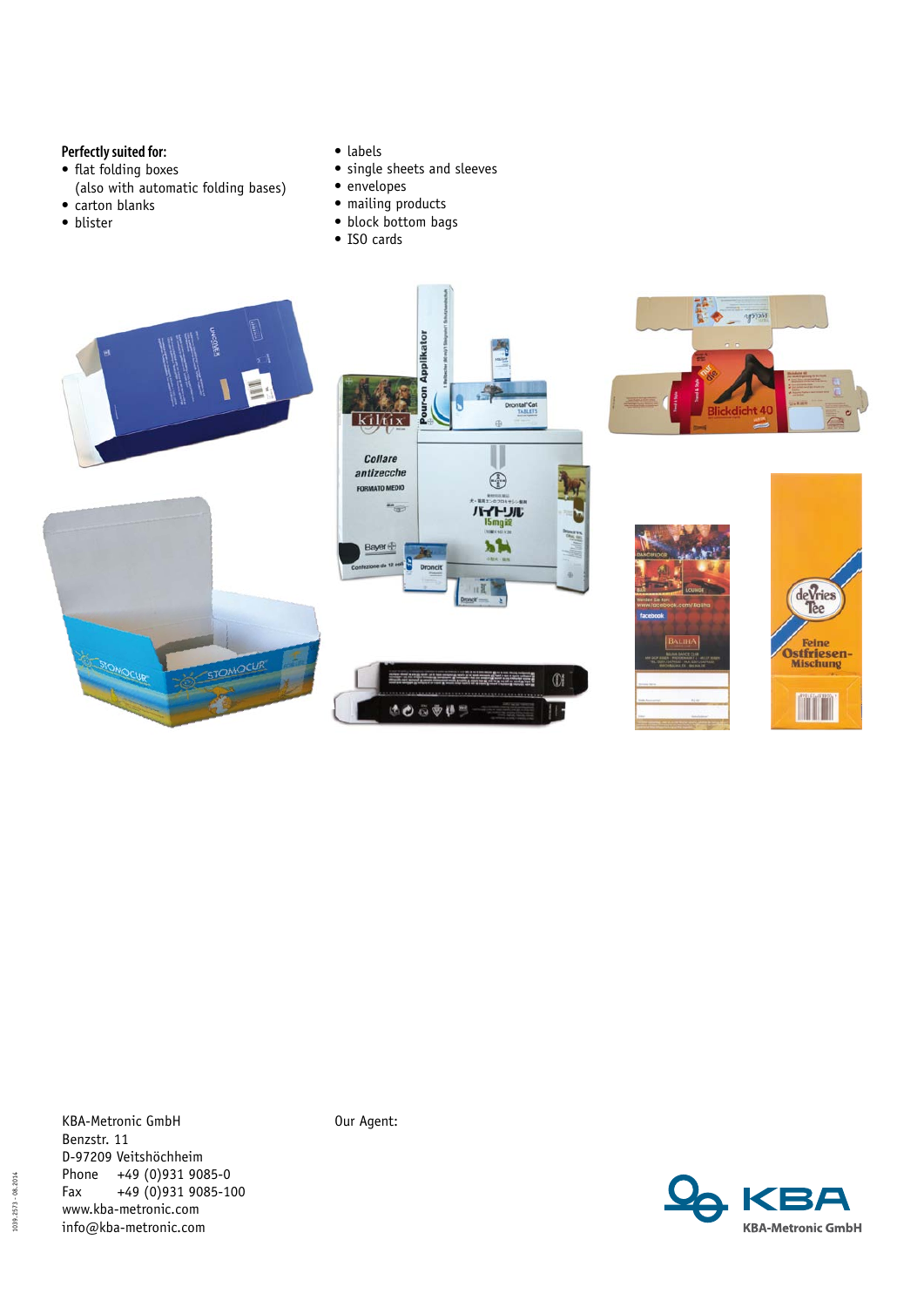**Perfectly suited for:**

- flat folding boxes (also with automatic folding bases)
- carton blanks
- blister
- labels
- single sheets and sleeves
- envelopes
- mailing products
- block bottom bags
- ISO cards

KBA-Metronic GmbH
Benzstr. 11
D-97209 Veitshöchheim
Phone +49 (0)931 9085-0
Fax +49 (0)931 9085-100
www.kba-metronic.com
info@kba-metronic.com

Our Agent:

KBA
KBA-Metronic GmbH

1039.2573 - 08.2014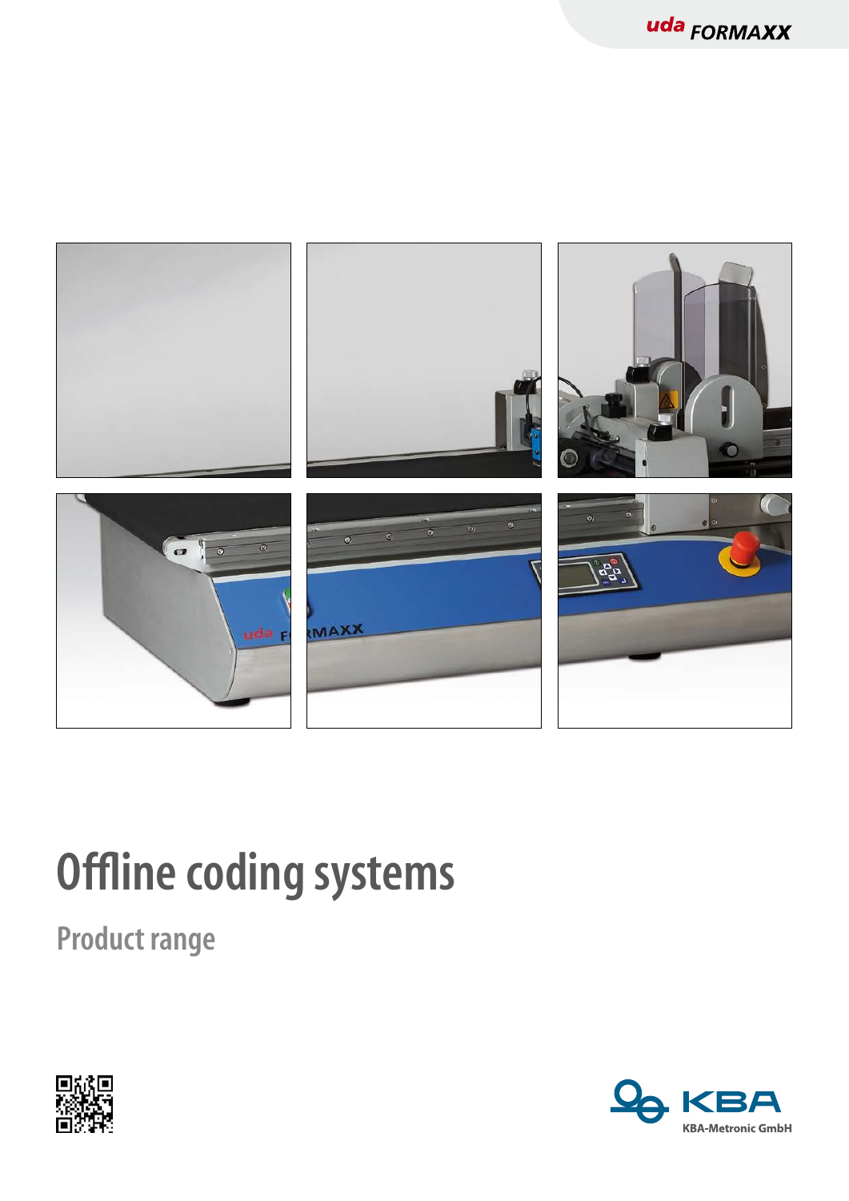# Offline coding systems

## Product range

KBA-Metronic GmbH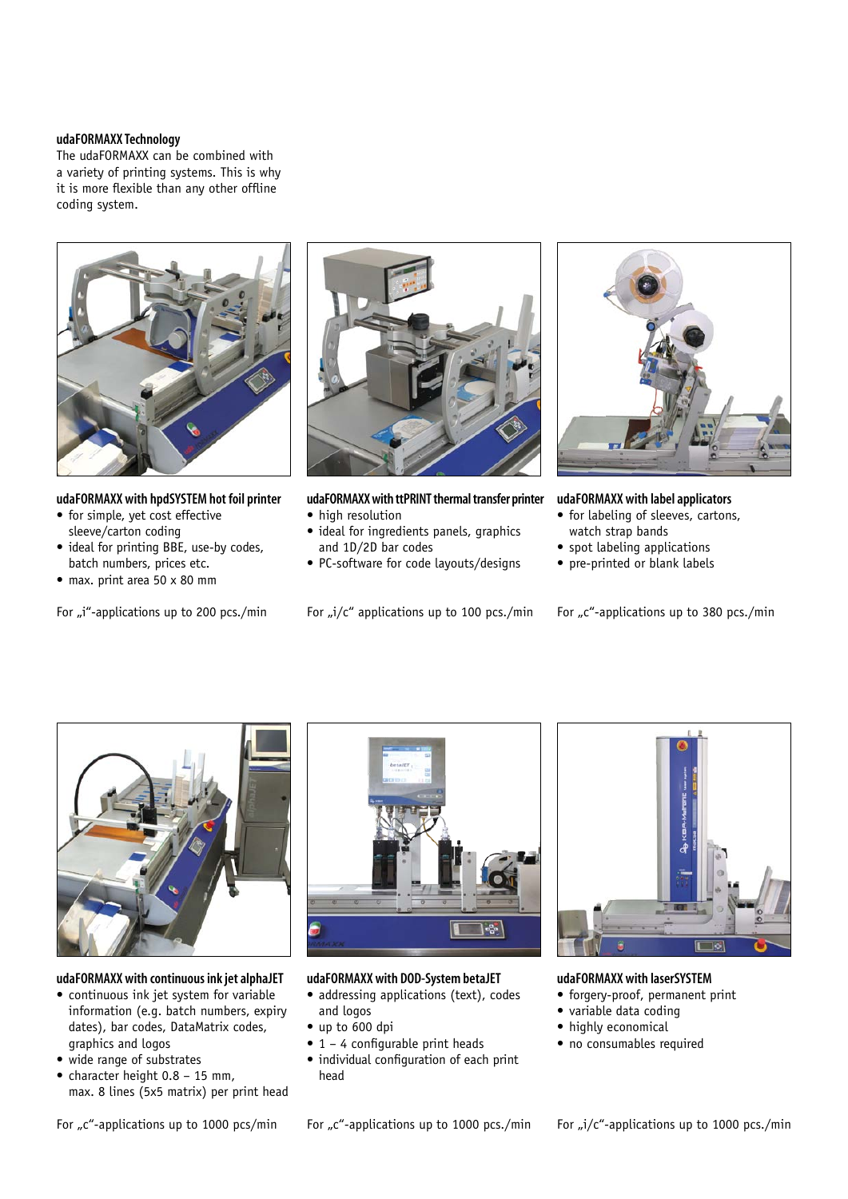### udaFORMAXX Technology

The udaFORMAXX can be combined with a variety of printing systems. This is why it is more flexible than any other offline coding system.

#### udaFORMAXX with hpdSYSTEM hot foil printer

- for simple, yet cost effective sleeve/carton coding
- ideal for printing BBE, use-by codes, batch numbers, prices etc.
- max. print area 50 x 80 mm

For „i"-applications up to 200 pcs./min

#### udaFORMAXX with ttPRINT thermal transfer printer

- high resolution
- ideal for ingredients panels, graphics and 1D/2D bar codes
- PC-software for code layouts/designs

For „i/c" applications up to 100 pcs./min

#### udaFORMAXX with label applicators

- for labeling of sleeves, cartons, watch strap bands
- spot labeling applications
- pre-printed or blank labels

For „c"-applications up to 380 pcs./min

#### udaFORMAXX with continuous ink jet alphaJET

- continuous ink jet system for variable information (e.g. batch numbers, expiry dates), bar codes, DataMatrix codes, graphics and logos
- wide range of substrates
- character height 0.8 – 15 mm, max. 8 lines (5x5 matrix) per print head

For „c"-applications up to 1000 pcs/min

#### udaFORMAXX with DOD-System betaJET

- addressing applications (text), codes and logos
- up to 600 dpi
- 1 – 4 configurable print heads
- individual configuration of each print head

For „c"-applications up to 1000 pcs./min

#### udaFORMAXX with laserSYSTEM

- forgery-proof, permanent print
- variable data coding
- highly economical
- no consumables required

For „i/c"-applications up to 1000 pcs./min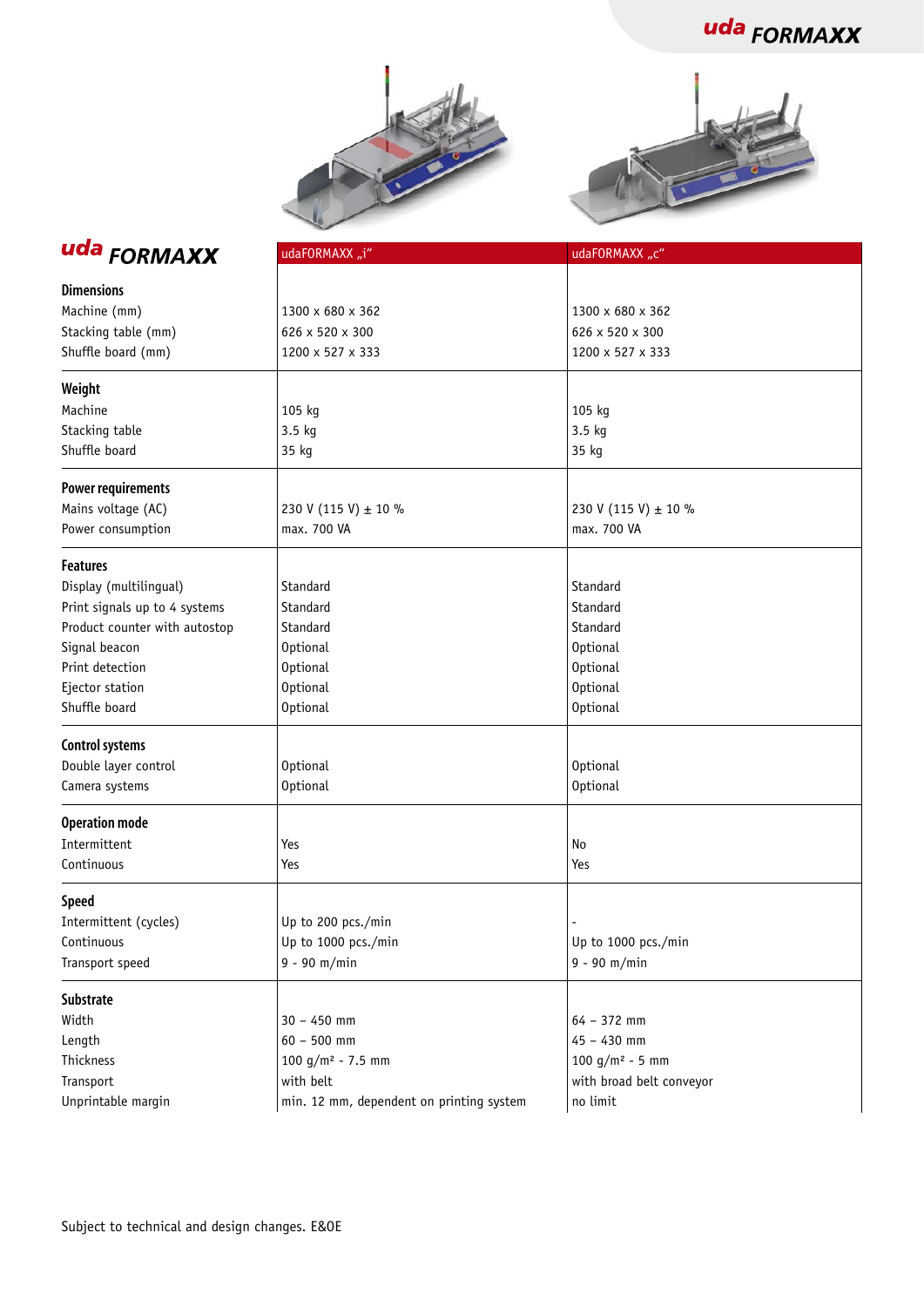# uda FORMAXX

| uda FORMAXX | udaFORMAXX „i" | udaFORMAXX „c" |
|---|---|---|
| **Dimensions** | | |
| Machine (mm) | 1300 x 680 x 362 | 1300 x 680 x 362 |
| Stacking table (mm) | 626 x 520 x 300 | 626 x 520 x 300 |
| Shuffle board (mm) | 1200 x 527 x 333 | 1200 x 527 x 333 |
| **Weight** | | |
| Machine | 105 kg | 105 kg |
| Stacking table | 3.5 kg | 3.5 kg |
| Shuffle board | 35 kg | 35 kg |
| **Power requirements** | | |
| Mains voltage (AC) | 230 V (115 V) ± 10 % | 230 V (115 V) ± 10 % |
| Power consumption | max. 700 VA | max. 700 VA |
| **Features** | | |
| Display (multilingual) | Standard | Standard |
| Print signals up to 4 systems | Standard | Standard |
| Product counter with autostop | Standard | Standard |
| Signal beacon | Optional | Optional |
| Print detection | Optional | Optional |
| Ejector station | Optional | Optional |
| Shuffle board | Optional | Optional |
| **Control systems** | | |
| Double layer control | Optional | Optional |
| Camera systems | Optional | Optional |
| **Operation mode** | | |
| Intermittent | Yes | No |
| Continuous | Yes | Yes |
| **Speed** | | |
| Intermittent (cycles) | Up to 200 pcs./min | - |
| Continuous | Up to 1000 pcs./min | Up to 1000 pcs./min |
| Transport speed | 9 - 90 m/min | 9 - 90 m/min |
| **Substrate** | | |
| Width | 30 – 450 mm | 64 – 372 mm |
| Length | 60 – 500 mm | 45 – 430 mm |
| Thickness | 100 g/m² - 7.5 mm | 100 g/m² - 5 mm |
| Transport | with belt | with broad belt conveyor |
| Unprintable margin | min. 12 mm, dependent on printing system | no limit |

Subject to technical and design changes. E&OE